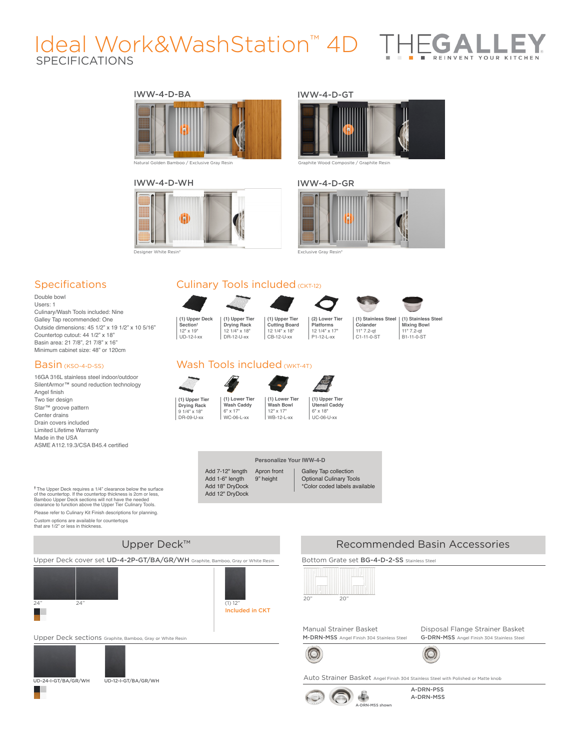# Ideal Work&WashStation™ 4D

SPECIFICATIONS

THEGALLEY REINVENT YOUR KITCHEN

IWW-4-D-BA

Natural Golden Bamboo / Exclusive Gray Resin

IWW-4-D-GT

Graphite Wood Composite / Graphite Resin

IWW-4-D-WH

Designer White Resin*

IWW-4-D-GR

Exclusive Gray Resin*

## Specifications

Double bowl
Users: 1
Culinary/Wash Tools included: Nine
Galley Tap recommended: One
Outside dimensions: 45 1/2" x 19 1/2" x 10 5/16"
Countertop cutout: 44 1/2" x 18"
Basin area: 21 7/8", 21 7/8" x 16"
Minimum cabinet size: 48" or 120cm

## Basin (KSO-4-D-SS)

16GA 316L stainless steel indoor/outdoor
SilentArmor™ sound reduction technology
Angel finish
Two tier design
Star™ groove pattern
Center drains
Drain covers included
Limited Lifetime Warranty
Made in the USA
ASME A112.19.3/CSA B45.4 certified

† The Upper Deck requires a 1/4" clearance below the surface of the countertop. If the countertop thickness is 2cm or less, Bamboo Upper Deck sections will not have the needed clearance to function above the Upper Tier Culinary Tools.

Please refer to Culinary Kit Finish descriptions for planning.

Custom options are available for countertops that are 1/2" or less in thickness.

## Culinary Tools included (CKT-12)

- (1) Upper Deck Section† — 12" x 19" — UD-12-I-xx
- (1) Upper Tier Drying Rack — 12 1/4" x 18" — DR-12-U-xx
- (1) Upper Tier Cutting Board — 12 1/4" x 18" — CB-12-U-xx
- (2) Lower Tier Platforms — 12 1/4" x 17" — P1-12-L-xx
- (1) Stainless Steel Colander — 11" 7.2-qt — C1-11-0-ST
- (1) Stainless Steel Mixing Bowl — 11" 7.2-qt — B1-11-0-ST

## Wash Tools included (WKT-4T)

- (1) Upper Tier Drying Rack — 9 1/4" x 18" — DR-09-U-xx
- (1) Lower Tier Wash Caddy — 6" x 17" — WC-06-L-xx
- (1) Lower Tier Wash Bowl — 12" x 17" — WB-12-L-xx
- (1) Upper Tier Utensil Caddy — 6" x 18" — UC-06-U-xx

### Personalize Your IWW-4-D

Add 7-12" length
Add 1-6" length
Add 18" DryDock
Add 12" DryDock

Apron front
9" height

Galley Tap collection
Optional Culinary Tools
*Color coded labels available

## Upper Deck™

Upper Deck cover set **UD-4-2P-GT/BA/GR/WH** Graphite, Bamboo, Gray or White Resin

24" 24"

(1) 12"
Included in CKT

Upper Deck sections Graphite, Bamboo, Gray or White Resin

UD-24-I-GT/BA/GR/WH
UD-12-I-GT/BA/GR/WH

## Recommended Basin Accessories

Bottom Grate set **BG-4-D-2-SS** Stainless Steel

20" 20"

Manual Strainer Basket
**M-DRN-MSS** Angel Finish 304 Stainless Steel

Disposal Flange Strainer Basket
**G-DRN-MSS** Angel Finish 304 Stainless Steel

Auto Strainer Basket Angel Finish 304 Stainless Steel with Polished or Matte knob

A-DRN-MSS shown

A-DRN-PSS
A-DRN-MSS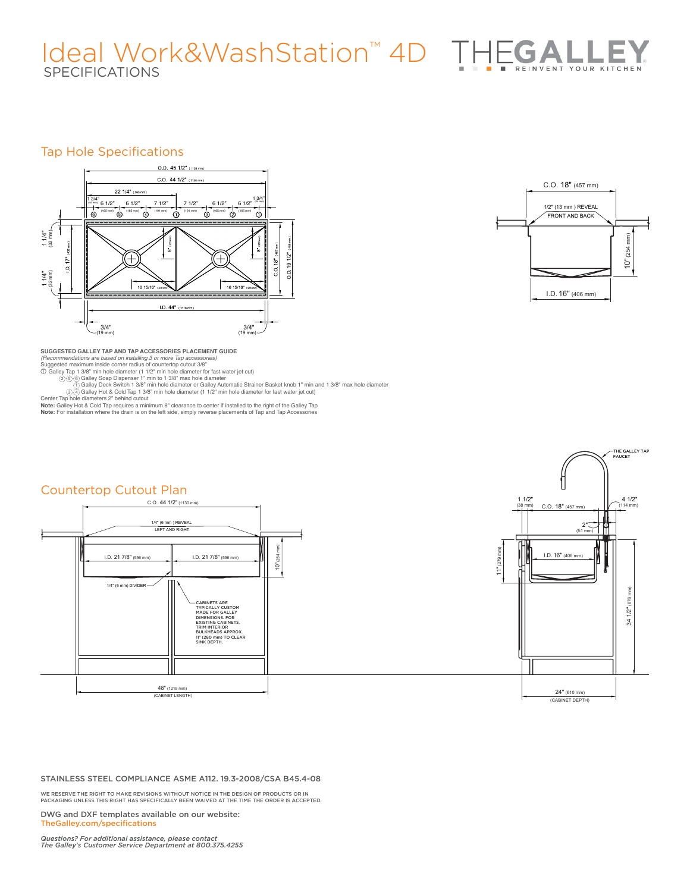# Ideal Work&WashStation™ 4D

SPECIFICATIONS

THEGALLEY
REINVENT YOUR KITCHEN

## Tap Hole Specifications

O.D. 45 1/2" (1156 mm)
C.O. 44 1/2" (1130 mm)
22 1/4" (566 mm)
1 3/4" (44 mm)
6 1/2" (165 mm)
6 1/2" (165 mm)
7 1/2" (191 mm)
7 1/2" (191 mm)
6 1/2" (165 mm)
6 1/2" (165 mm)
1 3/4" (44 mm)
⑥ ⑤ ④ ① ③ ② ①
1 1/4" (32 mm)
I.D. 17" (432 mm)
1 1/4" (32 mm)
8" (203 mm)
8" (203 mm)
10 15/16" (278 mm)
10 15/16" (278 mm)
C.O. 18" (457 mm)
O.D. 19 1/2" (495 mm)
I.D. 44" (1118 mm)
3/4" (19 mm)
3/4" (19 mm)

C.O. 18" (457 mm)
1/2" (13 mm) REVEAL
FRONT AND BACK
10" (254 mm)
I.D. 16" (406 mm)

**SUGGESTED GALLEY TAP AND TAP ACCESSORIES PLACEMENT GUIDE**
*(Recommendations are based on installing 3 or more Tap accessories)*
Suggested maximum inside corner radius of countertop cutout 3/8"
① Galley Tap 1 3/8" min hole diameter (1 1/2" min hole diameter for fast water jet cut)
②⑤⑥ Galley Soap Dispenser 1" min to 1 3/8" max hole diameter
① Galley Deck Switch 1 3/8" min hole diameter or Galley Automatic Strainer Basket knob 1" min and 1 3/8" max hole diameter
③④ Galley Hot & Cold Tap 1 3/8" min hole diameter (1 1/2" min hole diameter for fast water jet cut)
Center Tap hole diameters 2" behind cutout
**Note:** Galley Hot & Cold Tap requires a minimum 8" clearance to center if installed to the right of the Galley Tap
**Note:** For installation where the drain is on the left side, simply reverse placements of Tap and Tap Accessories

## Countertop Cutout Plan

C.O. 44 1/2" (1130 mm)
1/4" (6 mm ) REVEAL
LEFT AND RIGHT
I.D. 21 7/8" (556 mm)
I.D. 21 7/8" (556 mm)
10" (254 mm)
1/4" (6 mm) DIVIDER
CABINETS ARE TYPICALLY CUSTOM MADE FOR GALLEY DIMENSIONS. FOR EXISTING CABINETS, TRIM INTERIOR BULKHEADS APPROX. 11" (280 mm) TO CLEAR SINK DEPTH.
48" (1219 mm)
(CABINET LENGTH)

THE GALLEY TAP FAUCET
1 1/2" (38 mm)
C.O. 18" (457 mm)
4 1/2" (114 mm)
2" (51 mm)
I.D. 16" (406 mm)
11" (279 mm)
34 1/2" (876 mm)
24" (610 mm)
(CABINET DEPTH)

STAINLESS STEEL COMPLIANCE ASME A112. 19.3-2008/CSA B45.4-08

WE RESERVE THE RIGHT TO MAKE REVISIONS WITHOUT NOTICE IN THE DESIGN OF PRODUCTS OR IN PACKAGING UNLESS THIS RIGHT HAS SPECIFICALLY BEEN WAIVED AT THE TIME THE ORDER IS ACCEPTED.

DWG and DXF templates available on our website:
TheGalley.com/specifications

*Questions? For additional assistance, please contact*
*The Galley's Customer Service Department at 800.375.4255*